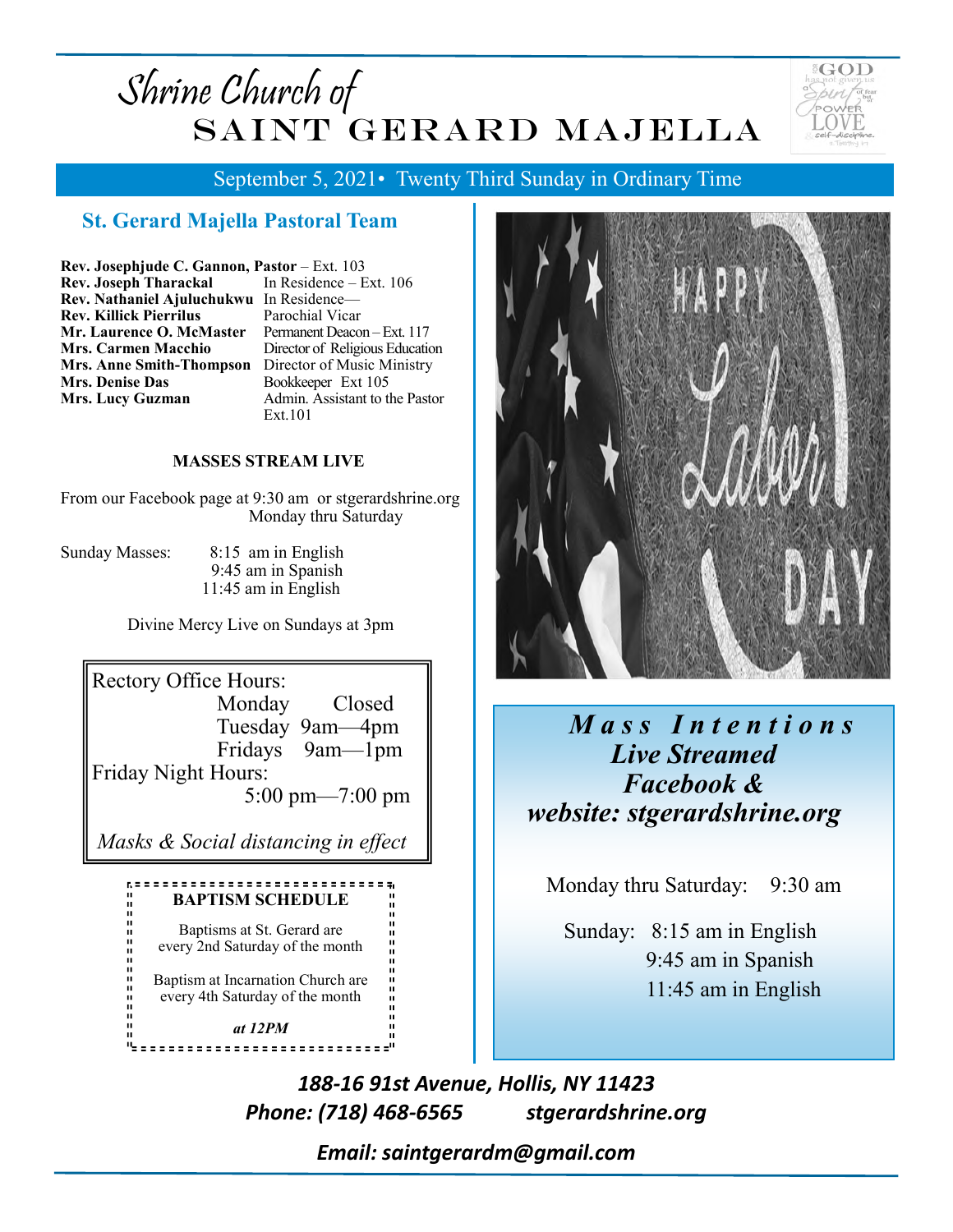# Shrine Church of SAINT GERARD MAJELLA

September 5, 2021• Twenty Third Sunday in Ordinary Time

## St. Gerard Majella Pastoral Team

**Rev. Josephjude C. Gannon, Pastor** – Ext. 103
**Rev. Joseph Tharackal** In Residence – Ext. 106
**Rev. Nathaniel Ajuluchukwu** In Residence—
**Rev. Killick Pierrilus** Parochial Vicar
**Mr. Laurence O. McMaster** Permanent Deacon – Ext. 117
**Mrs. Carmen Macchio** Director of Religious Education
**Mrs. Anne Smith-Thompson** Director of Music Ministry
**Mrs. Denise Das** Bookkeeper Ext 105
**Mrs. Lucy Guzman** Admin. Assistant to the Pastor Ext.101

**MASSES STREAM LIVE**

From our Facebook page at 9:30 am or stgerardshrine.org
Monday thru Saturday

Sunday Masses:
8:15 am in English
9:45 am in Spanish
11:45 am in English

Divine Mercy Live on Sundays at 3pm

Rectory Office Hours:
Monday Closed
Tuesday 9am—4pm
Fridays 9am—1pm
Friday Night Hours:
5:00 pm—7:00 pm

*Masks & Social distancing in effect*

**BAPTISM SCHEDULE**

Baptisms at St. Gerard are every 2nd Saturday of the month

Baptism at Incarnation Church are every 4th Saturday of the month

***at 12PM***

***Mass Intentions Live Streamed Facebook & website: stgerardshrine.org***

Monday thru Saturday: 9:30 am

Sunday: 8:15 am in English
9:45 am in Spanish
11:45 am in English

***188-16 91st Avenue, Hollis, NY 11423***
***Phone: (718) 468-6565 stgerardshrine.org***

***Email: saintgerardm@gmail.com***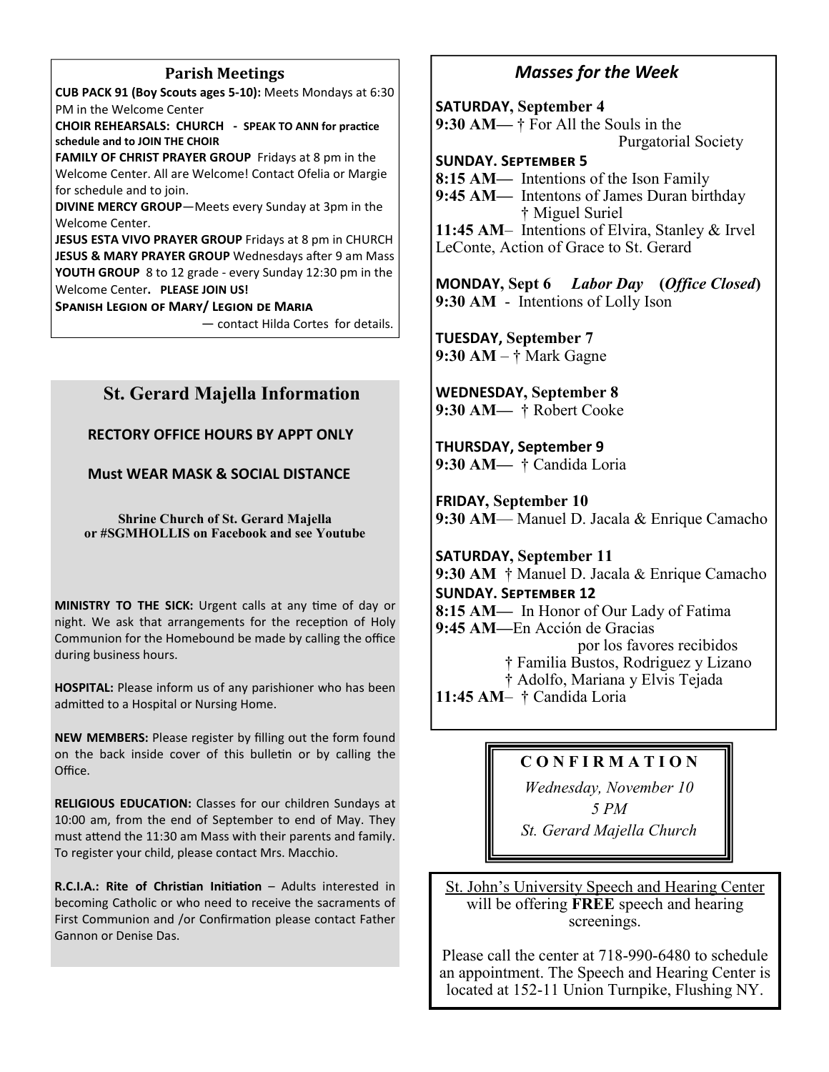## Parish Meetings

**CUB PACK 91 (Boy Scouts ages 5-10):** Meets Mondays at 6:30 PM in the Welcome Center

**CHOIR REHEARSALS: CHURCH - SPEAK TO ANN for practice schedule and to JOIN THE CHOIR**

**FAMILY OF CHRIST PRAYER GROUP** Fridays at 8 pm in the Welcome Center. All are Welcome! Contact Ofelia or Margie for schedule and to join.

**DIVINE MERCY GROUP**—Meets every Sunday at 3pm in the Welcome Center.

**JESUS ESTA VIVO PRAYER GROUP** Fridays at 8 pm in CHURCH

**JESUS & MARY PRAYER GROUP** Wednesdays after 9 am Mass

**YOUTH GROUP** 8 to 12 grade - every Sunday 12:30 pm in the Welcome Center. **PLEASE JOIN US!**

**SPANISH LEGION OF MARY/ LEGION DE MARIA** — contact Hilda Cortes for details.

## St. Gerard Majella Information

**RECTORY OFFICE HOURS BY APPT ONLY**

**Must WEAR MASK & SOCIAL DISTANCE**

**Shrine Church of St. Gerard Majella or #SGMHOLLIS on Facebook and see Youtube**

**MINISTRY TO THE SICK:** Urgent calls at any time of day or night. We ask that arrangements for the reception of Holy Communion for the Homebound be made by calling the office during business hours.

**HOSPITAL:** Please inform us of any parishioner who has been admitted to a Hospital or Nursing Home.

**NEW MEMBERS:** Please register by filling out the form found on the back inside cover of this bulletin or by calling the Office.

**RELIGIOUS EDUCATION:** Classes for our children Sundays at 10:00 am, from the end of September to end of May. They must attend the 11:30 am Mass with their parents and family. To register your child, please contact Mrs. Macchio.

**R.C.I.A.: Rite of Christian Initiation** – Adults interested in becoming Catholic or who need to receive the sacraments of First Communion and /or Confirmation please contact Father Gannon or Denise Das.

## *Masses for the Week*

**SATURDAY, September 4**
**9:30 AM—** † For All the Souls in the Purgatorial Society

**SUNDAY. SEPTEMBER 5**
**8:15 AM—** Intentions of the Ison Family
**9:45 AM—** Intentons of James Duran birthday
† Miguel Suriel
**11:45 AM**– Intentions of Elvira, Stanley & Irvel LeConte, Action of Grace to St. Gerard

**MONDAY, Sept 6** ***Labor Day*** **(*Office Closed*)**
**9:30 AM** - Intentions of Lolly Ison

**TUESDAY, September 7**
**9:30 AM** – † Mark Gagne

**WEDNESDAY, September 8**
**9:30 AM—** † Robert Cooke

**THURSDAY, September 9**
**9:30 AM—** † Candida Loria

**FRIDAY, September 10**
**9:30 AM**— Manuel D. Jacala & Enrique Camacho

**SATURDAY, September 11**
**9:30 AM** † Manuel D. Jacala & Enrique Camacho

**SUNDAY. SEPTEMBER 12**
**8:15 AM—** In Honor of Our Lady of Fatima
**9:45 AM—**En Acción de Gracias por los favores recibidos
† Familia Bustos, Rodriguez y Lizano
† Adolfo, Mariana y Elvis Tejada
**11:45 AM**– † Candida Loria

**C O N F I R M A T I O N**

*Wednesday, November 10*

*5 PM*

*St. Gerard Majella Church*

St. John's University Speech and Hearing Center will be offering **FREE** speech and hearing screenings.

Please call the center at 718-990-6480 to schedule an appointment. The Speech and Hearing Center is located at 152-11 Union Turnpike, Flushing NY.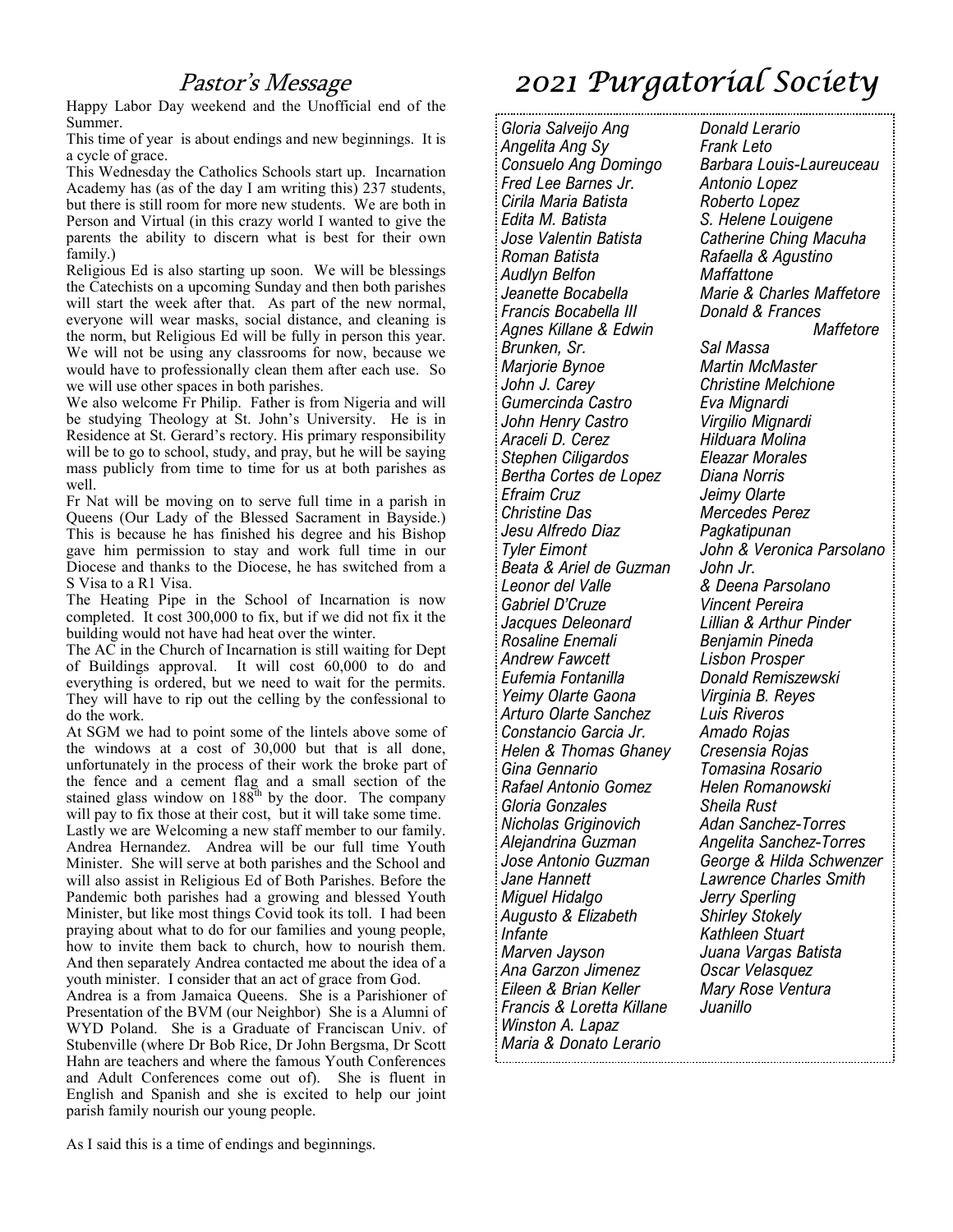## Pastor's Message

Happy Labor Day weekend and the Unofficial end of the Summer.

This time of year is about endings and new beginnings. It is a cycle of grace.

This Wednesday the Catholics Schools start up. Incarnation Academy has (as of the day I am writing this) 237 students, but there is still room for more new students. We are both in Person and Virtual (in this crazy world I wanted to give the parents the ability to discern what is best for their own family.)

Religious Ed is also starting up soon. We will be blessings the Catechists on a upcoming Sunday and then both parishes will start the week after that. As part of the new normal, everyone will wear masks, social distance, and cleaning is the norm, but Religious Ed will be fully in person this year. We will not be using any classrooms for now, because we would have to professionally clean them after each use. So we will use other spaces in both parishes.

We also welcome Fr Philip. Father is from Nigeria and will be studying Theology at St. John's University. He is in Residence at St. Gerard's rectory. His primary responsibility will be to go to school, study, and pray, but he will be saying mass publicly from time to time for us at both parishes as well.

Fr Nat will be moving on to serve full time in a parish in Queens (Our Lady of the Blessed Sacrament in Bayside.) This is because he has finished his degree and his Bishop gave him permission to stay and work full time in our Diocese and thanks to the Diocese, he has switched from a S Visa to a R1 Visa.

The Heating Pipe in the School of Incarnation is now completed. It cost 300,000 to fix, but if we did not fix it the building would not have had heat over the winter.

The AC in the Church of Incarnation is still waiting for Dept of Buildings approval. It will cost 60,000 to do and everything is ordered, but we need to wait for the permits. They will have to rip out the celling by the confessional to do the work.

At SGM we had to point some of the lintels above some of the windows at a cost of 30,000 but that is all done, unfortunately in the process of their work the broke part of the fence and a cement flag and a small section of the stained glass window on 188th by the door. The company will pay to fix those at their cost, but it will take some time.

Lastly we are Welcoming a new staff member to our family. Andrea Hernandez. Andrea will be our full time Youth Minister. She will serve at both parishes and the School and will also assist in Religious Ed of Both Parishes. Before the Pandemic both parishes had a growing and blessed Youth Minister, but like most things Covid took its toll. I had been praying about what to do for our families and young people, how to invite them back to church, how to nourish them. And then separately Andrea contacted me about the idea of a youth minister. I consider that an act of grace from God.

Andrea is a from Jamaica Queens. She is a Parishioner of Presentation of the BVM (our Neighbor) She is a Alumni of WYD Poland. She is a Graduate of Franciscan Univ. of Stubenville (where Dr Bob Rice, Dr John Bergsma, Dr Scott Hahn are teachers and where the famous Youth Conferences and Adult Conferences come out of). She is fluent in English and Spanish and she is excited to help our joint parish family nourish our young people.

As I said this is a time of endings and beginnings.

## 2021 Purgatorial Society

*Gloria Salveijo Ang*
*Angelita Ang Sy*
*Consuelo Ang Domingo*
*Fred Lee Barnes Jr.*
*Cirila Maria Batista*
*Edita M. Batista*
*Jose Valentin Batista*
*Roman Batista*
*Audlyn Belfon*
*Jeanette Bocabella*
*Francis Bocabella III*
*Agnes Killane & Edwin Brunken, Sr.*
*Marjorie Bynoe*
*John J. Carey*
*Gumercinda Castro*
*John Henry Castro*
*Araceli D. Cerez*
*Stephen Ciligardos*
*Bertha Cortes de Lopez*
*Efraim Cruz*
*Christine Das*
*Jesu Alfredo Diaz*
*Tyler Eimont*
*Beata & Ariel de Guzman*
*Leonor del Valle*
*Gabriel D'Cruze*
*Jacques Deleonard*
*Rosaline Enemali*
*Andrew Fawcett*
*Eufemia Fontanilla*
*Yeimy Olarte Gaona*
*Arturo Olarte Sanchez*
*Constancio Garcia Jr.*
*Helen & Thomas Ghaney*
*Gina Gennario*
*Rafael Antonio Gomez*
*Gloria Gonzales*
*Nicholas Griginovich*
*Alejandrina Guzman*
*Jose Antonio Guzman*
*Jane Hannett*
*Miguel Hidalgo*
*Augusto & Elizabeth Infante*
*Marven Jayson*
*Ana Garzon Jimenez*
*Eileen & Brian Keller*
*Francis & Loretta Killane*
*Winston A. Lapaz*
*Maria & Donato Lerario*
*Donald Lerario*
*Frank Leto*
*Barbara Louis-Laureuceau*
*Antonio Lopez*
*Roberto Lopez*
*S. Helene Louigene*
*Catherine Ching Macuha*
*Rafaella & Agustino Maffattone*
*Marie & Charles Maffetore*
*Donald & Frances Maffetore*
*Sal Massa*
*Martin McMaster*
*Christine Melchione*
*Eva Mignardi*
*Virgilio Mignardi*
*Hilduara Molina*
*Eleazar Morales*
*Diana Norris*
*Jeimy Olarte*
*Mercedes Perez Pagkatipunan*
*John & Veronica Parsolano*
*John Jr. & Deena Parsolano*
*Vincent Pereira*
*Lillian & Arthur Pinder*
*Benjamin Pineda*
*Lisbon Prosper*
*Donald Remiszewski*
*Virginia B. Reyes*
*Luis Riveros*
*Amado Rojas*
*Cresensia Rojas*
*Tomasina Rosario*
*Helen Romanowski*
*Sheila Rust*
*Adan Sanchez-Torres*
*Angelita Sanchez-Torres*
*George & Hilda Schwenzer*
*Lawrence Charles Smith*
*Jerry Sperling*
*Shirley Stokely*
*Kathleen Stuart*
*Juana Vargas Batista*
*Oscar Velasquez*
*Mary Rose Ventura*
*Juanillo*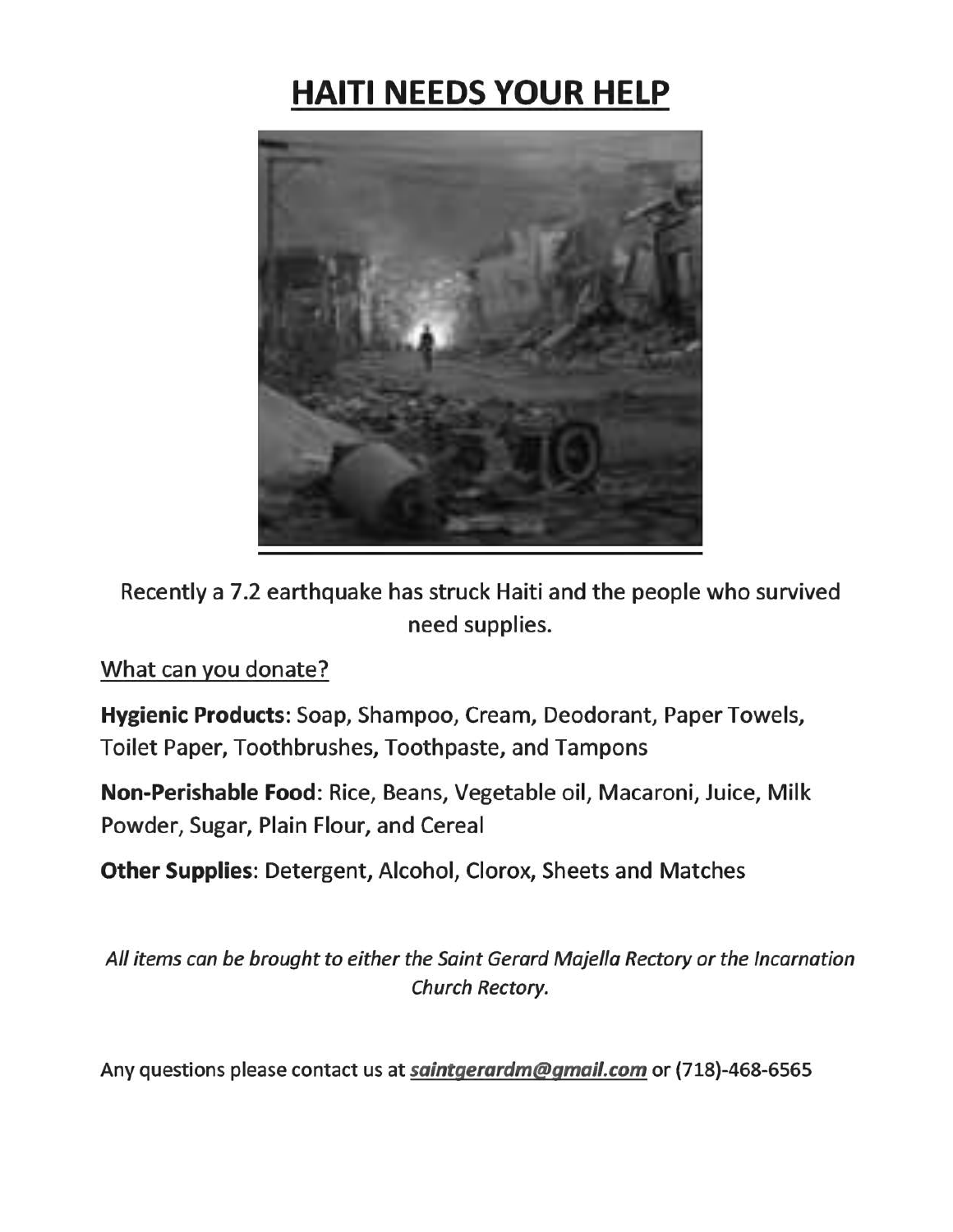# <u>HAITI NEEDS YOUR HELP</u>

Recently a 7.2 earthquake has struck Haiti and the people who survived need supplies.

<u>What can you donate?</u>

**Hygienic Products**: Soap, Shampoo, Cream, Deodorant, Paper Towels, Toilet Paper, Toothbrushes, Toothpaste, and Tampons

**Non-Perishable Food**: Rice, Beans, Vegetable oil, Macaroni, Juice, Milk Powder, Sugar, Plain Flour, and Cereal

**Other Supplies**: Detergent, Alcohol, Clorox, Sheets and Matches

*All items can be brought to either the Saint Gerard Majella Rectory or the Incarnation Church Rectory.*

Any questions please contact us at ***saintgerardm@gmail.com*** or (718)-468-6565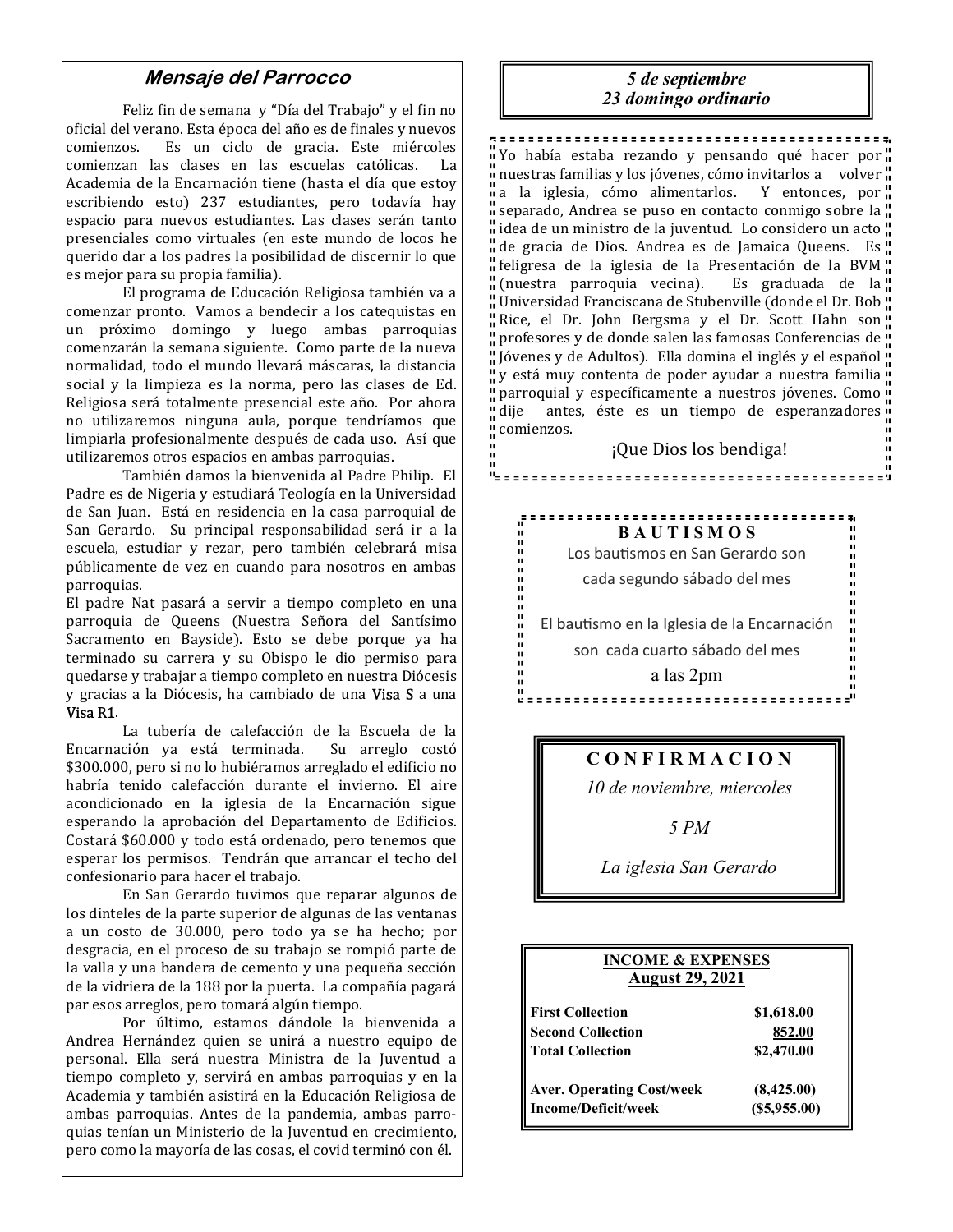## *Mensaje del Parrocco*

Feliz fin de semana y "Día del Trabajo" y el fin no oficial del verano. Esta época del año es de finales y nuevos comienzos. Es un ciclo de gracia. Este miércoles comienzan las clases en las escuelas católicas. La Academia de la Encarnación tiene (hasta el día que estoy escribiendo esto) 237 estudiantes, pero todavía hay espacio para nuevos estudiantes. Las clases serán tanto presenciales como virtuales (en este mundo de locos he querido dar a los padres la posibilidad de discernir lo que es mejor para su propia familia).

El programa de Educación Religiosa también va a comenzar pronto. Vamos a bendecir a los catequistas en un próximo domingo y luego ambas parroquias comenzarán la semana siguiente. Como parte de la nueva normalidad, todo el mundo llevará máscaras, la distancia social y la limpieza es la norma, pero las clases de Ed. Religiosa será totalmente presencial este año. Por ahora no utilizaremos ninguna aula, porque tendríamos que limpiarla profesionalmente después de cada uso. Así que utilizaremos otros espacios en ambas parroquias.

También damos la bienvenida al Padre Philip. El Padre es de Nigeria y estudiará Teología en la Universidad de San Juan. Está en residencia en la casa parroquial de San Gerardo. Su principal responsabilidad será ir a la escuela, estudiar y rezar, pero también celebrará misa públicamente de vez en cuando para nosotros en ambas parroquias.

El padre Nat pasará a servir a tiempo completo en una parroquia de Queens (Nuestra Señora del Santísimo Sacramento en Bayside). Esto se debe porque ya ha terminado su carrera y su Obispo le dio permiso para quedarse y trabajar a tiempo completo en nuestra Diócesis y gracias a la Diócesis, ha cambiado de una **Visa S** a una **Visa R1**.

La tubería de calefacción de la Escuela de la Encarnación ya está terminada. Su arreglo costó $300.000, pero si no lo hubiéramos arreglado el edificio no habría tenido calefacción durante el invierno. El aire acondicionado en la iglesia de la Encarnación sigue esperando la aprobación del Departamento de Edificios. Costará $60.000 y todo está ordenado, pero tenemos que esperar los permisos. Tendrán que arrancar el techo del confesionario para hacer el trabajo.

En San Gerardo tuvimos que reparar algunos de los dinteles de la parte superior de algunas de las ventanas a un costo de 30.000, pero todo ya se ha hecho; por desgracia, en el proceso de su trabajo se rompió parte de la valla y una bandera de cemento y una pequeña sección de la vidriera de la 188 por la puerta. La compañía pagará par esos arreglos, pero tomará algún tiempo.

Por último, estamos dándole la bienvenida a Andrea Hernández quien se unirá a nuestro equipo de personal. Ella será nuestra Ministra de la Juventud a tiempo completo y, servirá en ambas parroquias y en la Academia y también asistirá en la Educación Religiosa de ambas parroquias. Antes de la pandemia, ambas parroquias tenían un Ministerio de la Juventud en crecimiento, pero como la mayoría de las cosas, el covid terminó con él.

Yo había estaba rezando y pensando qué hacer por nuestras familias y los jóvenes, cómo invitarlos a volver a la iglesia, cómo alimentarlos. Y entonces, por separado, Andrea se puso en contacto conmigo sobre la idea de un ministro de la juventud. Lo considero un acto de gracia de Dios. Andrea es de Jamaica Queens. Es feligresa de la iglesia de la Presentación de la BVM (nuestra parroquia vecina). Es graduada de la Universidad Franciscana de Stubenville (donde el Dr. Bob Rice, el Dr. John Bergsma y el Dr. Scott Hahn son profesores y de donde salen las famosas Conferencias de Jóvenes y de Adultos). Ella domina el inglés y el español y está muy contenta de poder ayudar a nuestra familia parroquial y específicamente a nuestros jóvenes. Como dije antes, éste es un tiempo de esperanzadores comienzos.

¡Que Dios los bendiga!

***5 de septiembre***
***23 domingo ordinario***

**BAUTISMOS**

Los bautismos en San Gerardo son cada segundo sábado del mes

El bautismo en la Iglesia de la Encarnación son cada cuarto sábado del mes a las 2pm

**CONFIRMACION**

*10 de noviembre, miercoles*

*5 PM*

*La iglesia San Gerardo*

**INCOME & EXPENSES**
**August 29, 2021**

| | |
|---|---|
| **First Collection** | **$1,618.00** |
| **Second Collection** | **852.00** |
| **Total Collection** | **$2,470.00** |
| **Aver. Operating Cost/week** | **(8,425.00)** |
| **Income/Deficit/week** | **($5,955.00)** |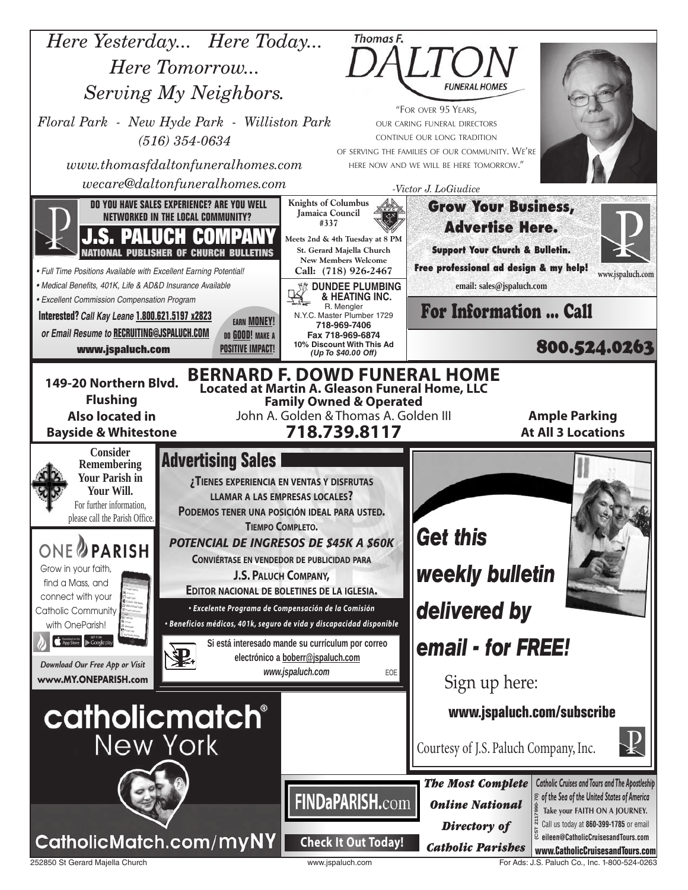*Here Yesterday... Here Today...*
*Here Tomorrow...*
*Serving My Neighbors.*

*Floral Park - New Hyde Park - Williston Park*
*(516) 354-0634*

*www.thomasfdaltonfuneralhomes.com*
*wecare@daltonfuneralhomes.com*

Thomas F.
**DALTON**
FUNERAL HOMES

"For over 95 years, our caring funeral directors continue our long tradition of serving the families of our community. We're here now and we will be here tomorrow."

*-Victor J. LoGiudice*

---

**DO YOU HAVE SALES EXPERIENCE? ARE YOU WELL NETWORKED IN THE LOCAL COMMUNITY?**

**J.S. PALUCH COMPANY**
NATIONAL PUBLISHER OF CHURCH BULLETINS

- *Full Time Positions Available with Excellent Earning Potential!*
- *Medical Benefits, 401K, Life & AD&D Insurance Available*
- *Excellent Commission Compensation Program*

**Interested?** *Call Kay Leane* **1.800.621.5197 x2823**
*or Email Resume to* **RECRUITING@JSPALUCH.COM**
**www.jspaluch.com**

EARN MONEY! DO GOOD! MAKE A POSITIVE IMPACT!

---

**Knights of Columbus**
**Jamaica Council**
**#337**
**Meets 2nd & 4th Tuesday at 8 PM**
**St. Gerard Majella Church**
**New Members Welcome**
**Call: (718) 926-2467**

---

**DUNDEE PLUMBING & HEATING INC.**
R. Mengler
N.Y.C. Master Plumber 1729
**718-969-7406**
**Fax 718-969-6874**
**10% Discount With This Ad**
*(Up To $40.00 Off)*

---

**Grow Your Business, Advertise Here.**
**Support Your Church & Bulletin.**
**Free professional ad design & my help!**
**email: sales@jspaluch.com**
www.jspaluch.com

**For Information ... Call**
**800.524.0263**

---

## BERNARD F. DOWD FUNERAL HOME
**Located at Martin A. Gleason Funeral Home, LLC**
**Family Owned & Operated**
John A. Golden & Thomas A. Golden III
**718.739.8117**

**149-20 Northern Blvd.**
**Flushing**
**Also located in**
**Bayside & Whitestone**

**Ample Parking**
**At All 3 Locations**

---

**Consider Remembering Your Parish in Your Will.**
For further information, please call the Parish Office.

---

**ONE PARISH**
Grow in your faith, find a Mass, and connect with your Catholic Community with OneParish!
*Download Our Free App or Visit*
**www.MY.ONEPARISH.com**

---

## Advertising Sales

**¿Tienes experiencia en ventas y disfrutas llamar a las empresas locales?**
**Podemos tener una posición ideal para usted.**
**Tiempo Completo.**
***Potencial de ingresos de $45K a $60K***
**Conviértase en vendedor de publicidad para J.S. Paluch Company, editor nacional de boletines de la iglesia.**

- *Excelente Programa de Compensación de la Comisión*
- *Beneficios médicos, 401k, seguro de vida y discapacidad disponible*

**Si está interesado mande su currículum por correo electrónico a boberr@jspaluch.com**
*www.jspaluch.com*
EOE

---

***Get this weekly bulletin delivered by email - for FREE!***
Sign up here:
**www.jspaluch.com/subscribe**
Courtesy of J.S. Paluch Company, Inc.

---

**catholicmatch®**
New York
**CatholicMatch.com/myNY**

---

**FINDaPARISH.com**
**Check It Out Today!**
***The Most Complete Online National Directory of Catholic Parishes***

---

*Catholic Cruises and Tours and The Apostleship of the Sea of the United States of America*
**Take your FAITH ON A JOURNEY.**
Call us today at **860-399-1785** or email **eileen@CatholicCruisesandTours.com**
**www.CatholicCruisesandTours.com**
(CST 2117990-70)

252850 St Gerard Majella Church